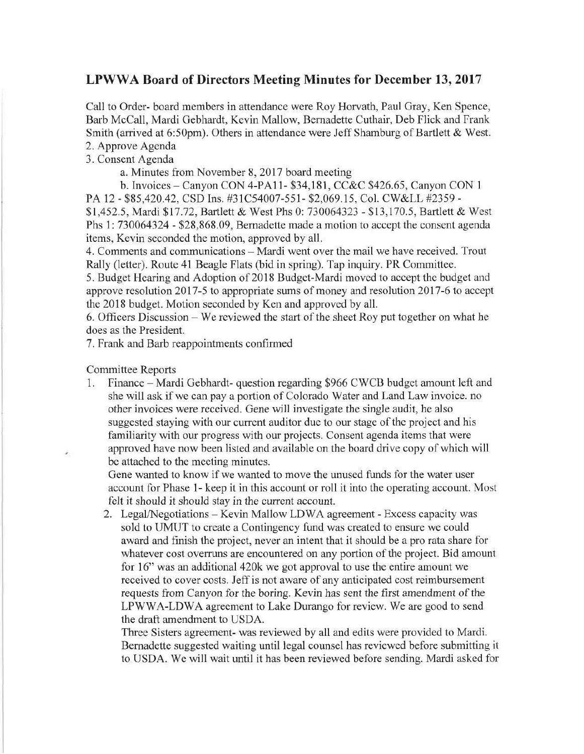## LPWWA Board of Directors Meeting Minutes for December 13, 2017

Call to Order- board members in attendance were Roy Horvath, Paul Gray, Ken Spence, Barb McCall, Mardi Gebhardt, Kevin Mallow, Bernadette Cuthair, Deb Flick and Frank Smith (arrived at 6:50pm). Others in attendance were Jeff Shamburg of Bartlett & West.

2. Approve Agenda
3. Consent Agenda
   a. Minutes from November 8, 2017 board meeting
   b. Invoices – Canyon CON 4-PA11- $34,181, CC&C $426.65, Canyon CON 1 PA 12 - $85,420.42, CSD Ins. #31C54007-551- $2,069.15, Col. CW&LL #2359 - $1,452.5, Mardi $17.72, Bartlett & West Phs 0: 730064323 - $13,170.5, Bartlett & West Phs 1: 730064324 - $28,868.09, Bernadette made a motion to accept the consent agenda items, Kevin seconded the motion, approved by all.
4. Comments and communications – Mardi went over the mail we have received. Trout Rally (letter). Route 41 Beagle Flats (bid in spring). Tap inquiry. PR Committee.
5. Budget Hearing and Adoption of 2018 Budget-Mardi moved to accept the budget and approve resolution 2017-5 to appropriate sums of money and resolution 2017-6 to accept the 2018 budget. Motion seconded by Ken and approved by all.
6. Officers Discussion – We reviewed the start of the sheet Roy put together on what he does as the President.
7. Frank and Barb reappointments confirmed

Committee Reports

1. Finance – Mardi Gebhardt- question regarding $966 CWCB budget amount left and she will ask if we can pay a portion of Colorado Water and Land Law invoice. no other invoices were received. Gene will investigate the single audit, he also suggested staying with our current auditor due to our stage of the project and his familiarity with our progress with our projects. Consent agenda items that were approved have now been listed and available on the board drive copy of which will be attached to the meeting minutes.

   Gene wanted to know if we wanted to move the unused funds for the water user account for Phase 1- keep it in this account or roll it into the operating account. Most felt it should it should stay in the current account.

2. Legal/Negotiations – Kevin Mallow LDWA agreement - Excess capacity was sold to UMUT to create a Contingency fund was created to ensure we could award and finish the project, never an intent that it should be a pro rata share for whatever cost overruns are encountered on any portion of the project. Bid amount for 16" was an additional 420k we got approval to use the entire amount we received to cover costs. Jeff is not aware of any anticipated cost reimbursement requests from Canyon for the boring. Kevin has sent the first amendment of the LPWWA-LDWA agreement to Lake Durango for review. We are good to send the draft amendment to USDA.

   Three Sisters agreement- was reviewed by all and edits were provided to Mardi. Bernadette suggested waiting until legal counsel has reviewed before submitting it to USDA. We will wait until it has been reviewed before sending. Mardi asked for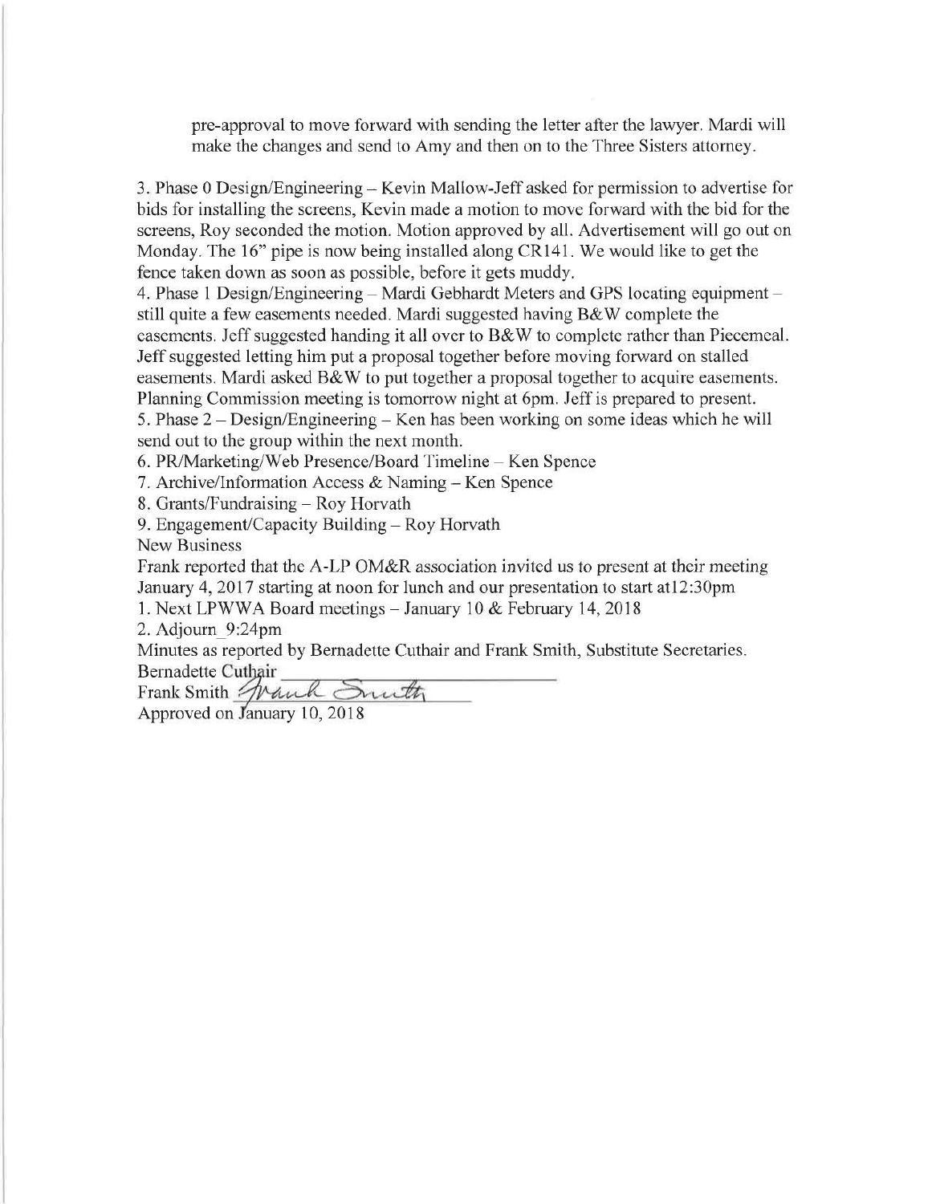pre-approval to move forward with sending the letter after the lawyer. Mardi will make the changes and send to Amy and then on to the Three Sisters attorney.

3. Phase 0 Design/Engineering – Kevin Mallow-Jeff asked for permission to advertise for bids for installing the screens, Kevin made a motion to move forward with the bid for the screens, Roy seconded the motion. Motion approved by all. Advertisement will go out on Monday. The 16" pipe is now being installed along CR141. We would like to get the fence taken down as soon as possible, before it gets muddy.
4. Phase 1 Design/Engineering – Mardi Gebhardt Meters and GPS locating equipment – still quite a few easements needed. Mardi suggested having B&W complete the easements. Jeff suggested handing it all over to B&W to complete rather than Piecemeal. Jeff suggested letting him put a proposal together before moving forward on stalled easements. Mardi asked B&W to put together a proposal together to acquire easements. Planning Commission meeting is tomorrow night at 6pm. Jeff is prepared to present.
5. Phase 2 – Design/Engineering – Ken has been working on some ideas which he will send out to the group within the next month.
6. PR/Marketing/Web Presence/Board Timeline – Ken Spence
7. Archive/Information Access & Naming – Ken Spence
8. Grants/Fundraising – Roy Horvath
9. Engagement/Capacity Building – Roy Horvath

New Business

Frank reported that the A-LP OM&R association invited us to present at their meeting January 4, 2017 starting at noon for lunch and our presentation to start at12:30pm

1. Next LPWWA Board meetings – January 10 & February 14, 2018
2. Adjourn_9:24pm

Minutes as reported by Bernadette Cuthair and Frank Smith, Substitute Secretaries.

Bernadette Cuthair ____________________

Frank Smith Frank Smith

Approved on January 10, 2018